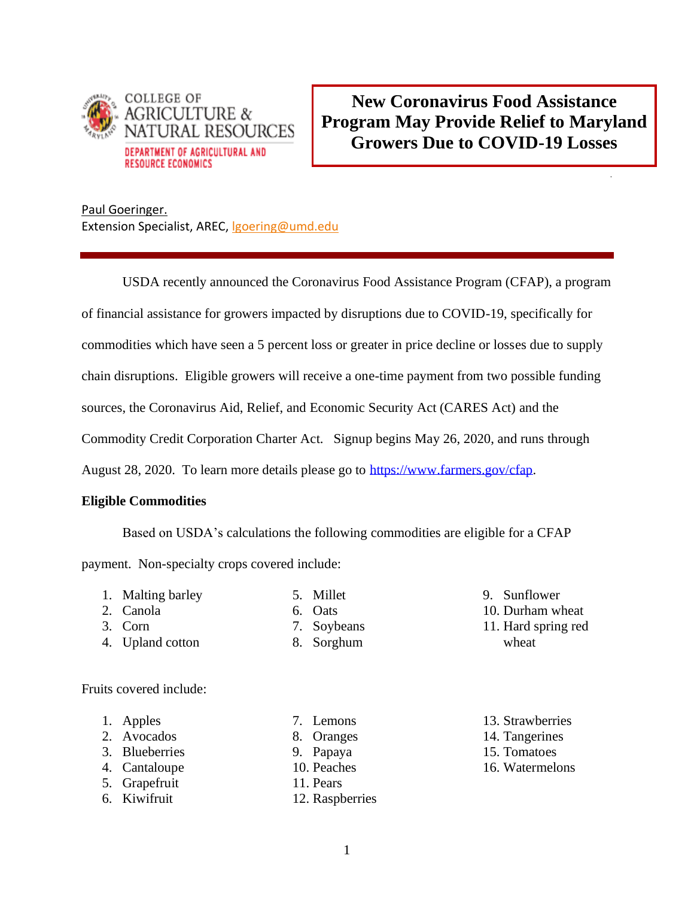COLLEGE OF AGRICULTURE & NATURAL RESOURCES

DEPARTMENT OF AGRICULTURAL AND RESOURCE ECONOMICS

# New Coronavirus Food Assistance Program May Provide Relief to Maryland Growers Due to COVID-19 Losses

Paul Goeringer.
Extension Specialist, AREC, lgoering@umd.edu

---

USDA recently announced the Coronavirus Food Assistance Program (CFAP), a program of financial assistance for growers impacted by disruptions due to COVID-19, specifically for commodities which have seen a 5 percent loss or greater in price decline or losses due to supply chain disruptions. Eligible growers will receive a one-time payment from two possible funding sources, the Coronavirus Aid, Relief, and Economic Security Act (CARES Act) and the Commodity Credit Corporation Charter Act. Signup begins May 26, 2020, and runs through August 28, 2020. To learn more details please go to https://www.farmers.gov/cfap.

**Eligible Commodities**

Based on USDA's calculations the following commodities are eligible for a CFAP payment. Non-specialty crops covered include:

1. Malting barley
2. Canola
3. Corn
4. Upland cotton
5. Millet
6. Oats
7. Soybeans
8. Sorghum
9. Sunflower
10. Durham wheat
11. Hard spring red wheat

Fruits covered include:

1. Apples
2. Avocados
3. Blueberries
4. Cantaloupe
5. Grapefruit
6. Kiwifruit
7. Lemons
8. Oranges
9. Papaya
10. Peaches
11. Pears
12. Raspberries
13. Strawberries
14. Tangerines
15. Tomatoes
16. Watermelons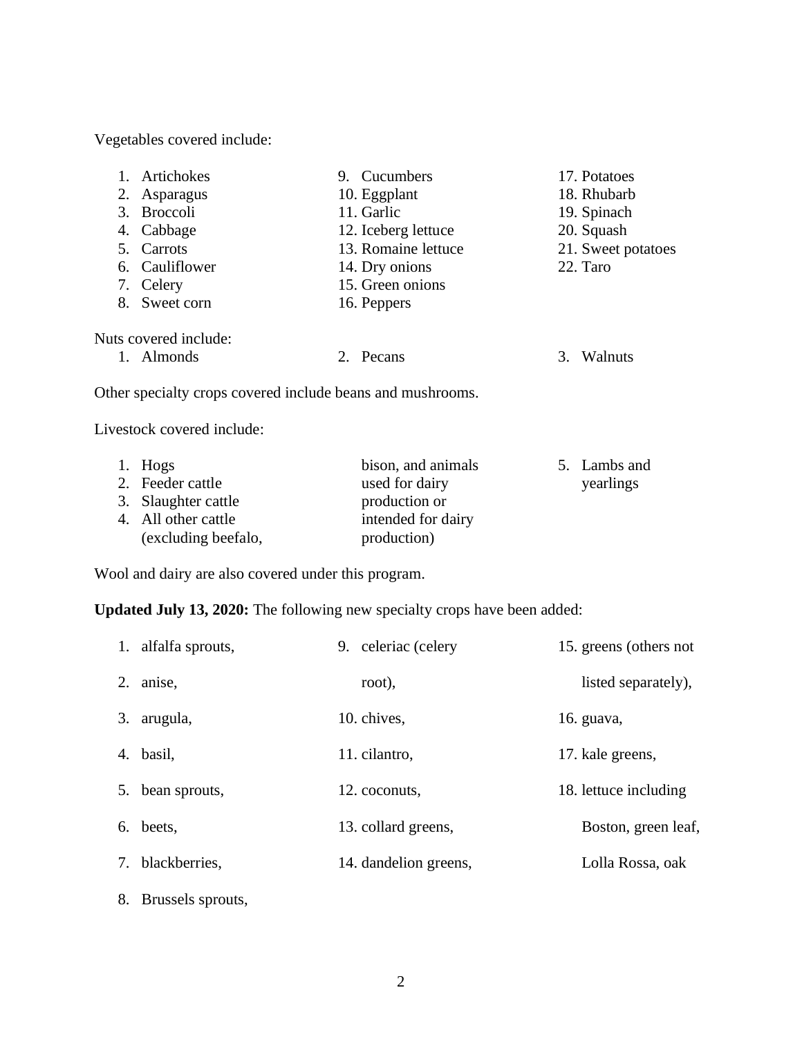Vegetables covered include:

1. Artichokes
2. Asparagus
3. Broccoli
4. Cabbage
5. Carrots
6. Cauliflower
7. Celery
8. Sweet corn
9. Cucumbers
10. Eggplant
11. Garlic
12. Iceberg lettuce
13. Romaine lettuce
14. Dry onions
15. Green onions
16. Peppers
17. Potatoes
18. Rhubarb
19. Spinach
20. Squash
21. Sweet potatoes
22. Taro

Nuts covered include:

1. Almonds
2. Pecans
3. Walnuts

Other specialty crops covered include beans and mushrooms.

Livestock covered include:

1. Hogs
2. Feeder cattle
3. Slaughter cattle
4. All other cattle (excluding beefalo, bison, and animals used for dairy production or intended for dairy production)
5. Lambs and yearlings

Wool and dairy are also covered under this program.

**Updated July 13, 2020:** The following new specialty crops have been added:

1. alfalfa sprouts,
2. anise,
3. arugula,
4. basil,
5. bean sprouts,
6. beets,
7. blackberries,
8. Brussels sprouts,
9. celeriac (celery root),
10. chives,
11. cilantro,
12. coconuts,
13. collard greens,
14. dandelion greens,
15. greens (others not listed separately),
16. guava,
17. kale greens,
18. lettuce including Boston, green leaf, Lolla Rossa, oak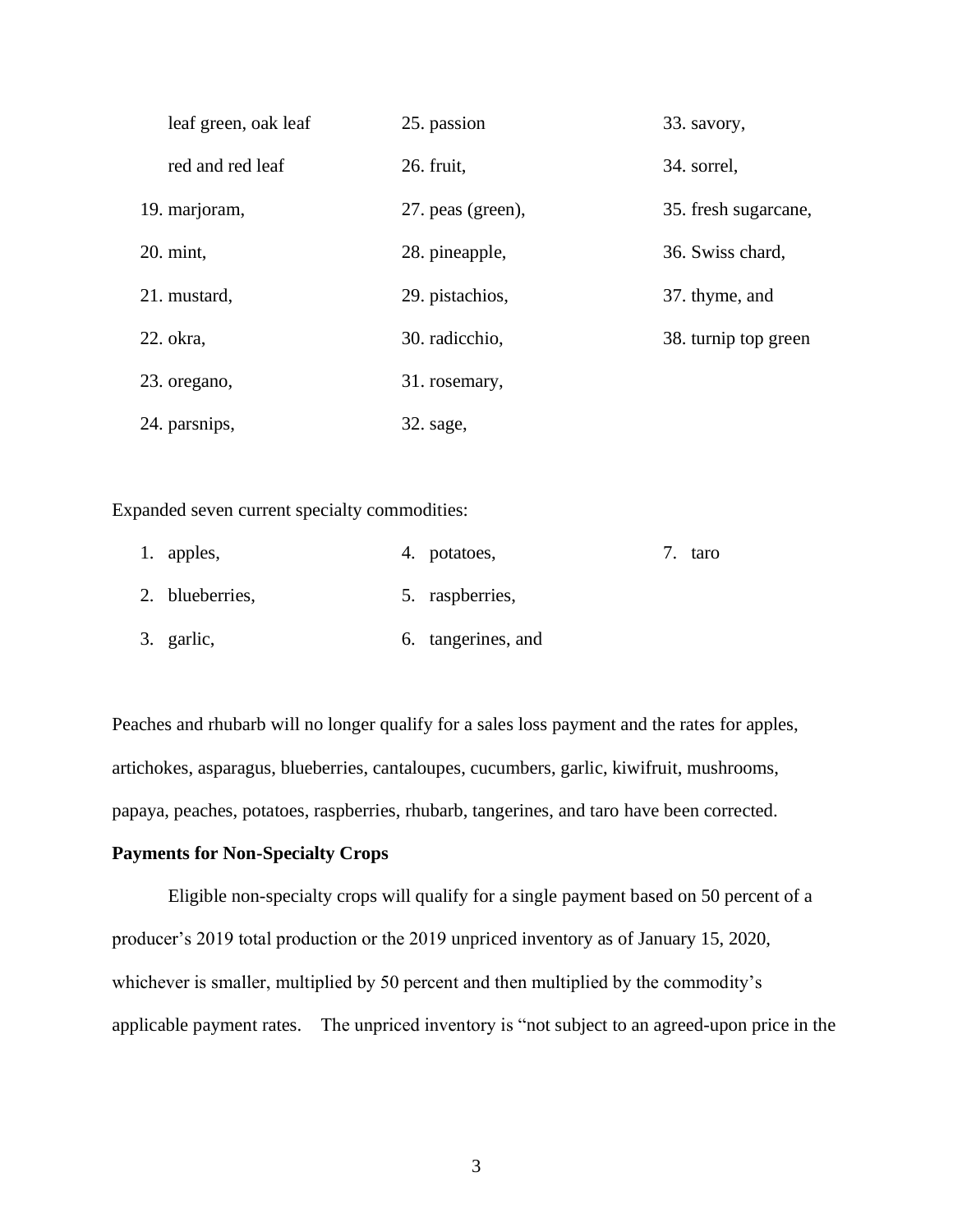leaf green, oak leaf red and red leaf

19. marjoram,
20. mint,
21. mustard,
22. okra,
23. oregano,
24. parsnips,
25. passion
26. fruit,
27. peas (green),
28. pineapple,
29. pistachios,
30. radicchio,
31. rosemary,
32. sage,
33. savory,
34. sorrel,
35. fresh sugarcane,
36. Swiss chard,
37. thyme, and
38. turnip top green

Expanded seven current specialty commodities:

1. apples,
2. blueberries,
3. garlic,
4. potatoes,
5. raspberries,
6. tangerines, and
7. taro

Peaches and rhubarb will no longer qualify for a sales loss payment and the rates for apples, artichokes, asparagus, blueberries, cantaloupes, cucumbers, garlic, kiwifruit, mushrooms, papaya, peaches, potatoes, raspberries, rhubarb, tangerines, and taro have been corrected.

**Payments for Non-Specialty Crops**

Eligible non-specialty crops will qualify for a single payment based on 50 percent of a producer's 2019 total production or the 2019 unpriced inventory as of January 15, 2020, whichever is smaller, multiplied by 50 percent and then multiplied by the commodity's applicable payment rates. The unpriced inventory is "not subject to an agreed-upon price in the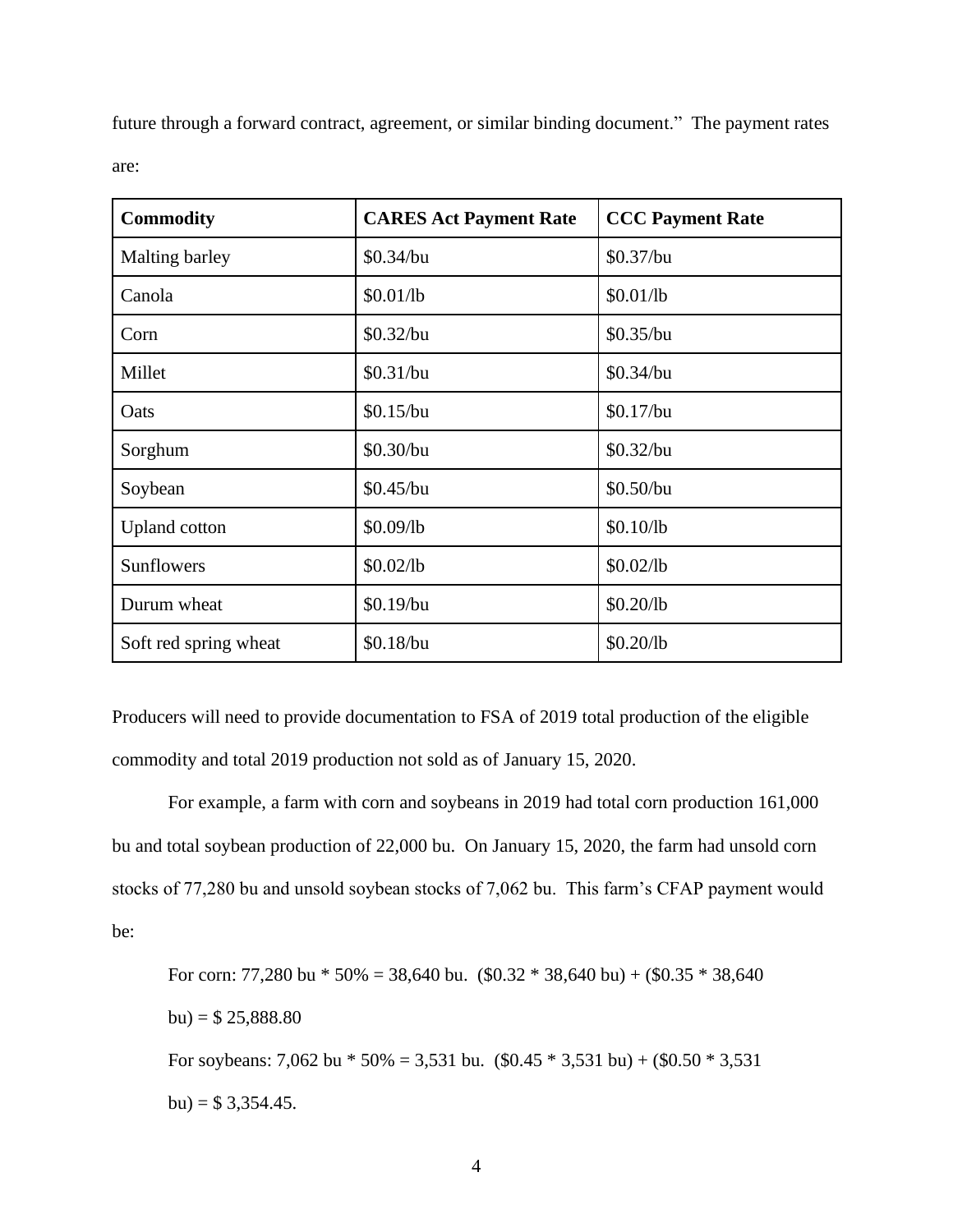future through a forward contract, agreement, or similar binding document." The payment rates are:

| Commodity | CARES Act Payment Rate | CCC Payment Rate |
|---|---|---|
| Malting barley | \$0.34/bu | \$0.37/bu |
| Canola | \$0.01/lb | \$0.01/lb |
| Corn | \$0.32/bu | \$0.35/bu |
| Millet | \$0.31/bu | \$0.34/bu |
| Oats | \$0.15/bu | \$0.17/bu |
| Sorghum | \$0.30/bu | \$0.32/bu |
| Soybean | \$0.45/bu | \$0.50/bu |
| Upland cotton | \$0.09/lb | \$0.10/lb |
| Sunflowers | \$0.02/lb | \$0.02/lb |
| Durum wheat | \$0.19/bu | \$0.20/lb |
| Soft red spring wheat | \$0.18/bu | \$0.20/lb |

Producers will need to provide documentation to FSA of 2019 total production of the eligible commodity and total 2019 production not sold as of January 15, 2020.

For example, a farm with corn and soybeans in 2019 had total corn production 161,000 bu and total soybean production of 22,000 bu. On January 15, 2020, the farm had unsold corn stocks of 77,280 bu and unsold soybean stocks of 7,062 bu. This farm's CFAP payment would be:

For corn: 77,280 bu * 50% = 38,640 bu. (\$0.32 * 38,640 bu) + (\$0.35 * 38,640 bu) = \$ 25,888.80

For soybeans: 7,062 bu * 50% = 3,531 bu. (\$0.45 * 3,531 bu) + (\$0.50 * 3,531 bu) = \$ 3,354.45.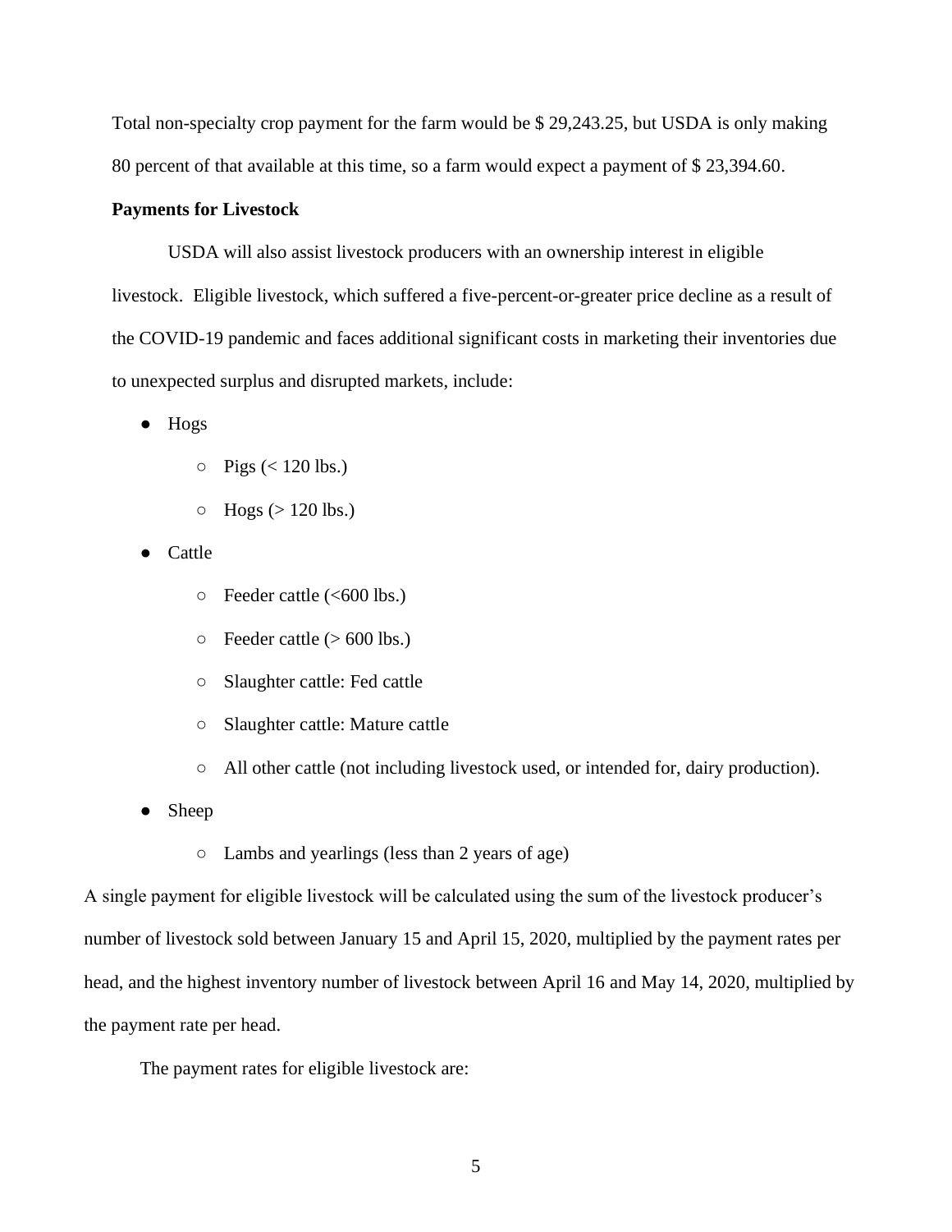Total non-specialty crop payment for the farm would be $ 29,243.25, but USDA is only making 80 percent of that available at this time, so a farm would expect a payment of $ 23,394.60.

**Payments for Livestock**

USDA will also assist livestock producers with an ownership interest in eligible livestock. Eligible livestock, which suffered a five-percent-or-greater price decline as a result of the COVID-19 pandemic and faces additional significant costs in marketing their inventories due to unexpected surplus and disrupted markets, include:

- Hogs
  - Pigs (< 120 lbs.)
  - Hogs (> 120 lbs.)
- Cattle
  - Feeder cattle (<600 lbs.)
  - Feeder cattle (> 600 lbs.)
  - Slaughter cattle: Fed cattle
  - Slaughter cattle: Mature cattle
  - All other cattle (not including livestock used, or intended for, dairy production).
- Sheep
  - Lambs and yearlings (less than 2 years of age)

A single payment for eligible livestock will be calculated using the sum of the livestock producer's number of livestock sold between January 15 and April 15, 2020, multiplied by the payment rates per head, and the highest inventory number of livestock between April 16 and May 14, 2020, multiplied by the payment rate per head.

The payment rates for eligible livestock are: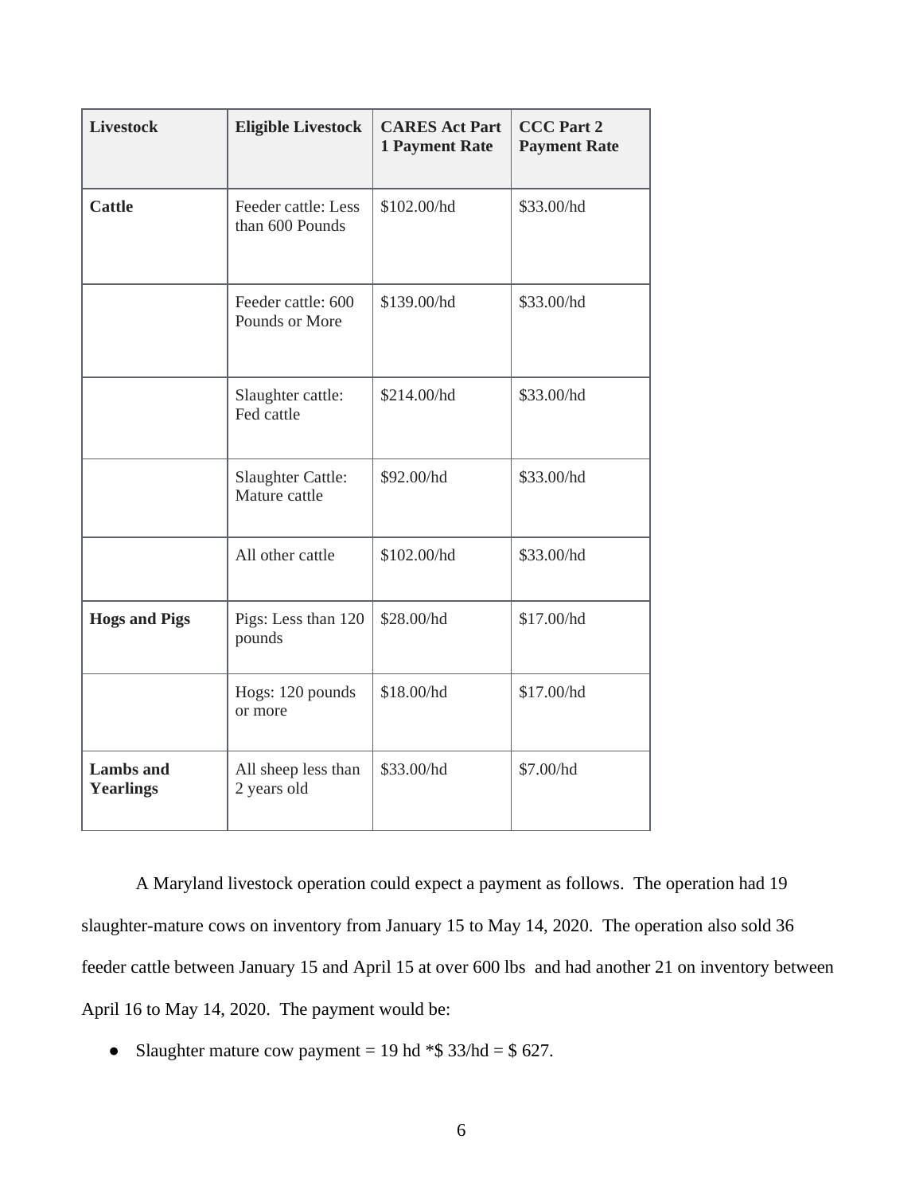| Livestock | Eligible Livestock | CARES Act Part 1 Payment Rate | CCC Part 2 Payment Rate |
|---|---|---|---|
| **Cattle** | Feeder cattle: Less than 600 Pounds | $102.00/hd | $33.00/hd |
| | Feeder cattle: 600 Pounds or More | $139.00/hd | $33.00/hd |
| | Slaughter cattle: Fed cattle | $214.00/hd | $33.00/hd |
| | Slaughter Cattle: Mature cattle | $92.00/hd | $33.00/hd |
| | All other cattle | $102.00/hd | $33.00/hd |
| **Hogs and Pigs** | Pigs: Less than 120 pounds | $28.00/hd | $17.00/hd |
| | Hogs: 120 pounds or more | $18.00/hd | $17.00/hd |
| **Lambs and Yearlings** | All sheep less than 2 years old | $33.00/hd | $7.00/hd |

A Maryland livestock operation could expect a payment as follows. The operation had 19 slaughter-mature cows on inventory from January 15 to May 14, 2020. The operation also sold 36 feeder cattle between January 15 and April 15 at over 600 lbs and had another 21 on inventory between April 16 to May 14, 2020. The payment would be:

- Slaughter mature cow payment = 19 hd *$ 33/hd = $ 627.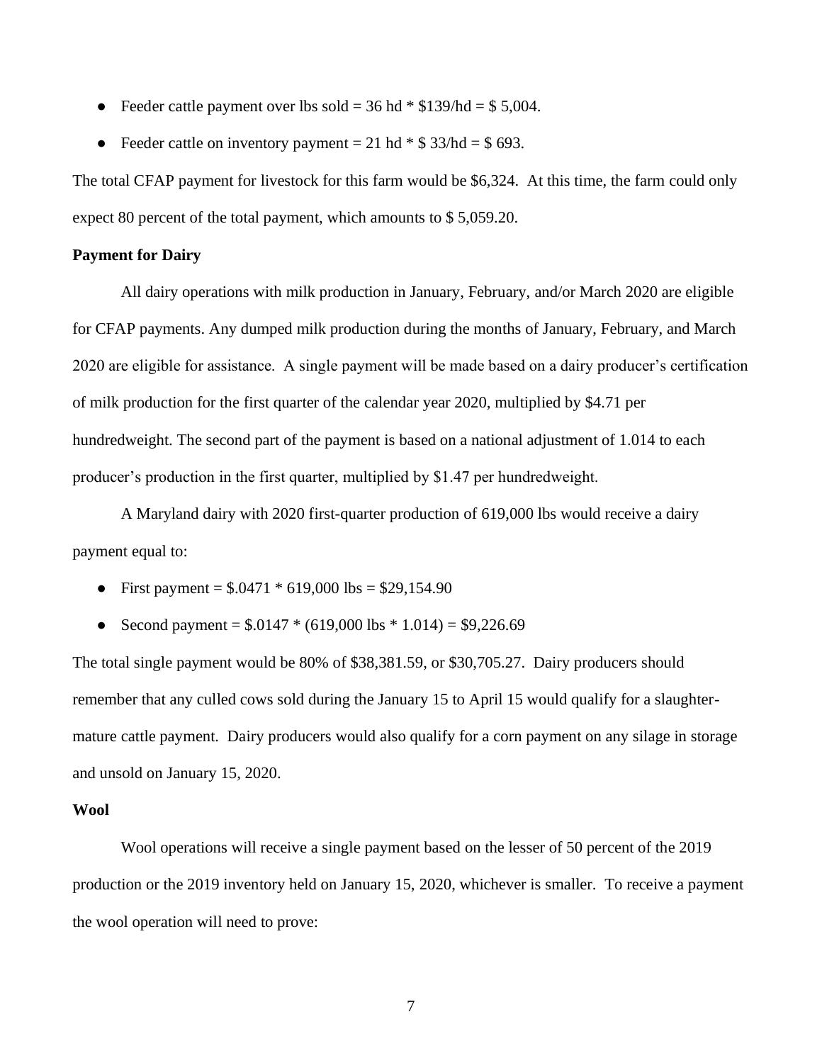- Feeder cattle payment over lbs sold = 36 hd * $139/hd = $ 5,004.
- Feeder cattle on inventory payment = 21 hd * $ 33/hd = $ 693.

The total CFAP payment for livestock for this farm would be $6,324. At this time, the farm could only expect 80 percent of the total payment, which amounts to $ 5,059.20.

**Payment for Dairy**

All dairy operations with milk production in January, February, and/or March 2020 are eligible for CFAP payments. Any dumped milk production during the months of January, February, and March 2020 are eligible for assistance. A single payment will be made based on a dairy producer's certification of milk production for the first quarter of the calendar year 2020, multiplied by $4.71 per hundredweight. The second part of the payment is based on a national adjustment of 1.014 to each producer's production in the first quarter, multiplied by $1.47 per hundredweight.

A Maryland dairy with 2020 first-quarter production of 619,000 lbs would receive a dairy payment equal to:

- First payment = $.0471 * 619,000 lbs = $29,154.90
- Second payment = $.0147 * (619,000 lbs * 1.014) = $9,226.69

The total single payment would be 80% of $38,381.59, or $30,705.27. Dairy producers should remember that any culled cows sold during the January 15 to April 15 would qualify for a slaughter-mature cattle payment. Dairy producers would also qualify for a corn payment on any silage in storage and unsold on January 15, 2020.

**Wool**

Wool operations will receive a single payment based on the lesser of 50 percent of the 2019 production or the 2019 inventory held on January 15, 2020, whichever is smaller. To receive a payment the wool operation will need to prove: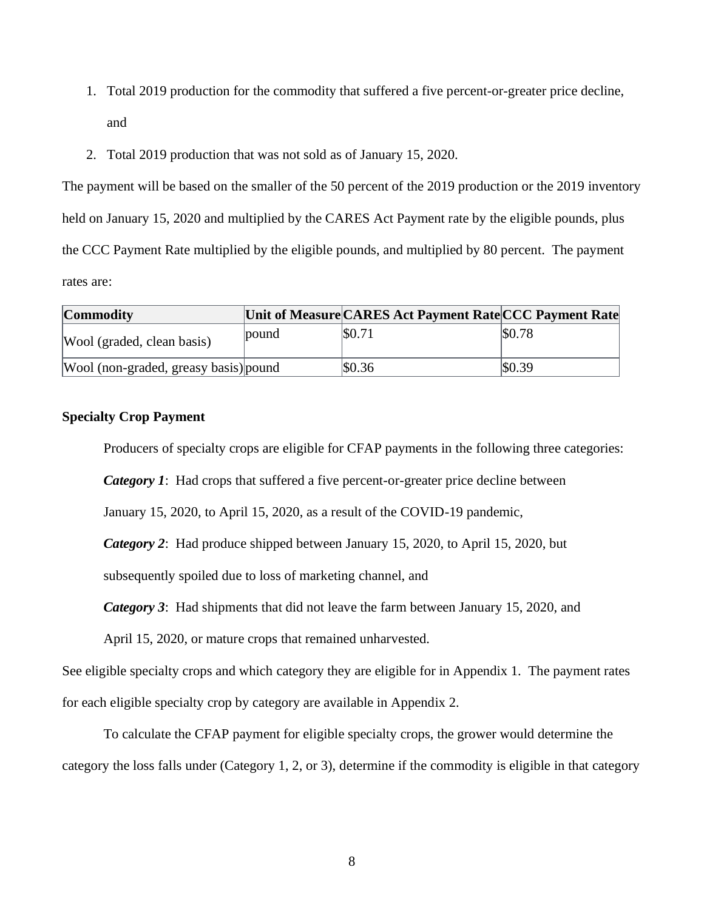1. Total 2019 production for the commodity that suffered a five percent-or-greater price decline, and
2. Total 2019 production that was not sold as of January 15, 2020.

The payment will be based on the smaller of the 50 percent of the 2019 production or the 2019 inventory held on January 15, 2020 and multiplied by the CARES Act Payment rate by the eligible pounds, plus the CCC Payment Rate multiplied by the eligible pounds, and multiplied by 80 percent. The payment rates are:

| Commodity | Unit of Measure | CARES Act Payment Rate | CCC Payment Rate |
| --- | --- | --- | --- |
| Wool (graded, clean basis) | pound | $0.71 | $0.78 |
| Wool (non-graded, greasy basis) | pound | $0.36 | $0.39 |

**Specialty Crop Payment**

Producers of specialty crops are eligible for CFAP payments in the following three categories:

***Category 1***: Had crops that suffered a five percent-or-greater price decline between January 15, 2020, to April 15, 2020, as a result of the COVID-19 pandemic,

***Category 2***: Had produce shipped between January 15, 2020, to April 15, 2020, but subsequently spoiled due to loss of marketing channel, and

***Category 3***: Had shipments that did not leave the farm between January 15, 2020, and April 15, 2020, or mature crops that remained unharvested.

See eligible specialty crops and which category they are eligible for in Appendix 1. The payment rates for each eligible specialty crop by category are available in Appendix 2.

To calculate the CFAP payment for eligible specialty crops, the grower would determine the category the loss falls under (Category 1, 2, or 3), determine if the commodity is eligible in that category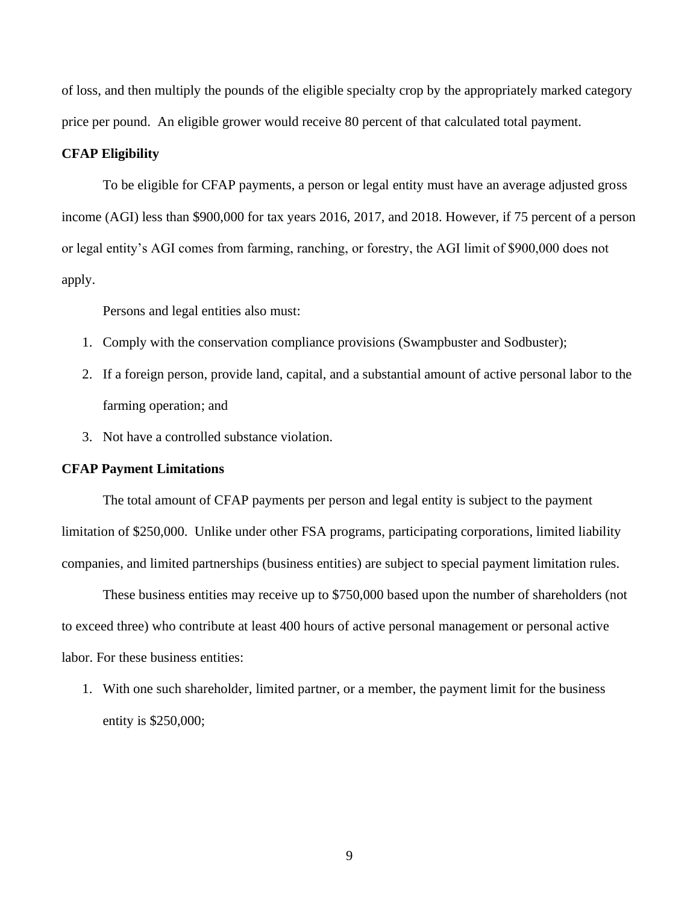of loss, and then multiply the pounds of the eligible specialty crop by the appropriately marked category price per pound. An eligible grower would receive 80 percent of that calculated total payment.

**CFAP Eligibility**

To be eligible for CFAP payments, a person or legal entity must have an average adjusted gross income (AGI) less than $900,000 for tax years 2016, 2017, and 2018. However, if 75 percent of a person or legal entity's AGI comes from farming, ranching, or forestry, the AGI limit of $900,000 does not apply.

Persons and legal entities also must:

1. Comply with the conservation compliance provisions (Swampbuster and Sodbuster);
2. If a foreign person, provide land, capital, and a substantial amount of active personal labor to the farming operation; and
3. Not have a controlled substance violation.

**CFAP Payment Limitations**

The total amount of CFAP payments per person and legal entity is subject to the payment limitation of $250,000. Unlike under other FSA programs, participating corporations, limited liability companies, and limited partnerships (business entities) are subject to special payment limitation rules.

These business entities may receive up to $750,000 based upon the number of shareholders (not to exceed three) who contribute at least 400 hours of active personal management or personal active labor. For these business entities:

1. With one such shareholder, limited partner, or a member, the payment limit for the business entity is $250,000;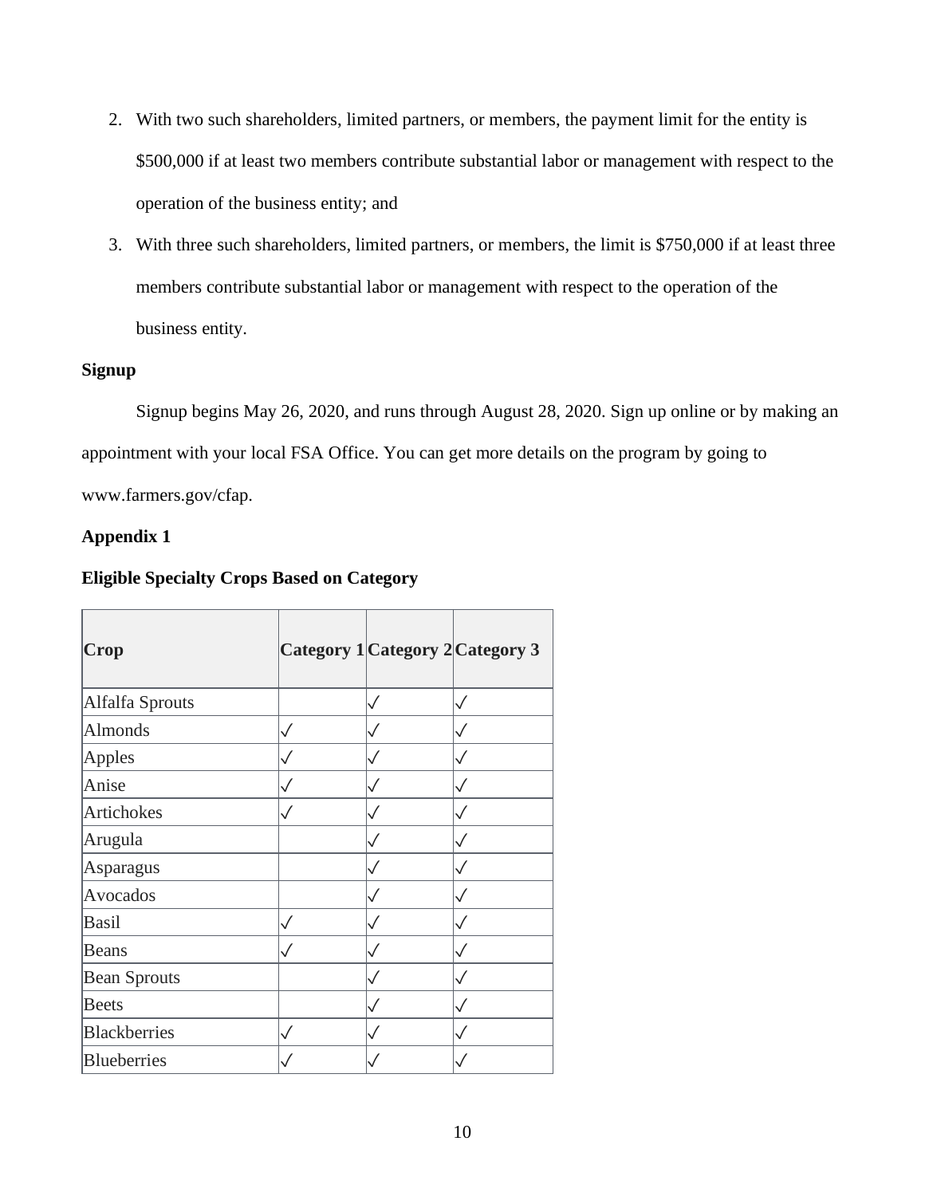2. With two such shareholders, limited partners, or members, the payment limit for the entity is $500,000 if at least two members contribute substantial labor or management with respect to the operation of the business entity; and
3. With three such shareholders, limited partners, or members, the limit is $750,000 if at least three members contribute substantial labor or management with respect to the operation of the business entity.

**Signup**

Signup begins May 26, 2020, and runs through August 28, 2020. Sign up online or by making an appointment with your local FSA Office. You can get more details on the program by going to www.farmers.gov/cfap.

**Appendix 1**

**Eligible Specialty Crops Based on Category**

| Crop | Category 1 | Category 2 | Category 3 |
|---|---|---|---|
| Alfalfa Sprouts | | ✓ | ✓ |
| Almonds | ✓ | ✓ | ✓ |
| Apples | ✓ | ✓ | ✓ |
| Anise | ✓ | ✓ | ✓ |
| Artichokes | ✓ | ✓ | ✓ |
| Arugula | | ✓ | ✓ |
| Asparagus | | ✓ | ✓ |
| Avocados | | ✓ | ✓ |
| Basil | ✓ | ✓ | ✓ |
| Beans | ✓ | ✓ | ✓ |
| Bean Sprouts | | ✓ | ✓ |
| Beets | | ✓ | ✓ |
| Blackberries | ✓ | ✓ | ✓ |
| Blueberries | ✓ | ✓ | ✓ |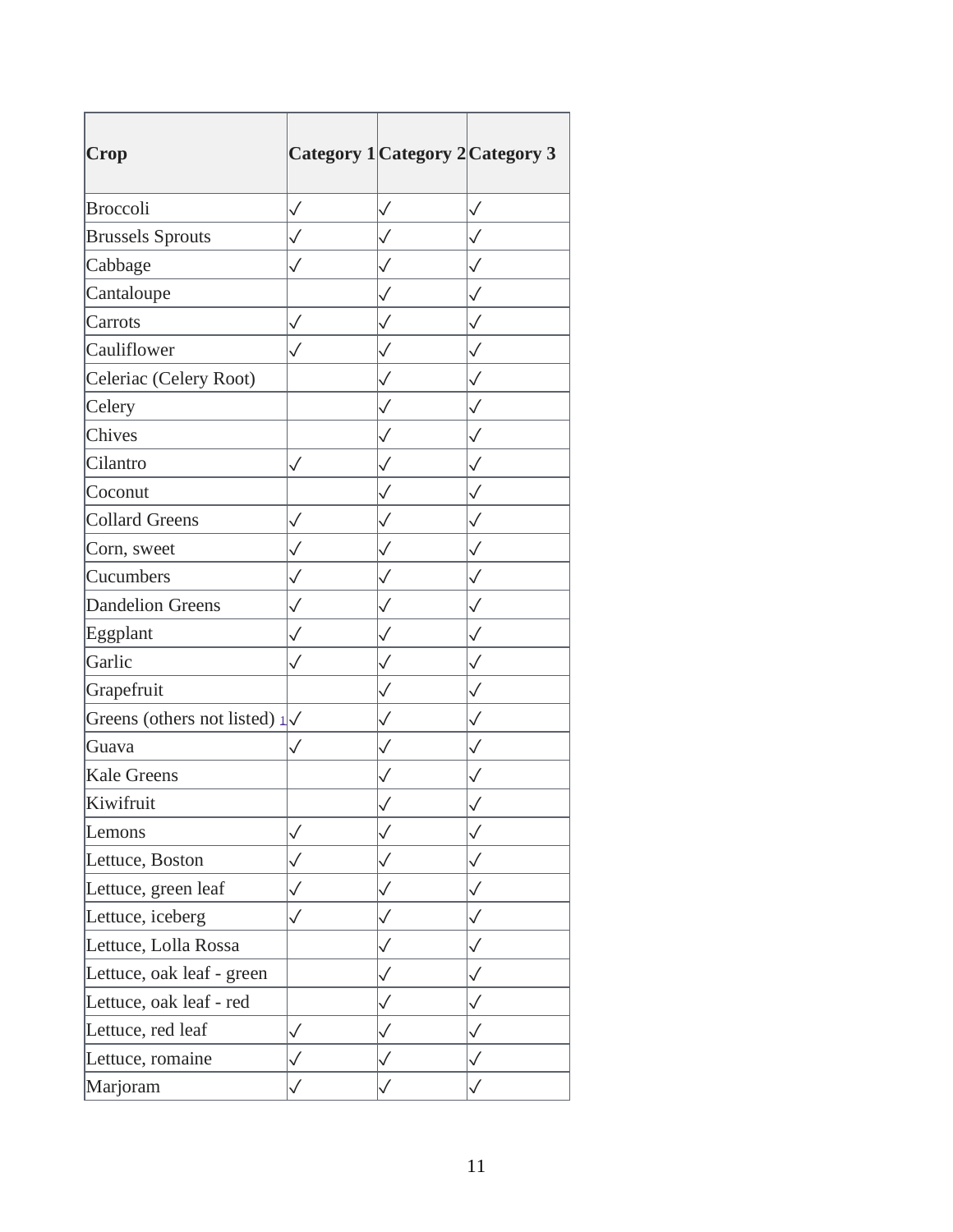| Crop | Category 1 | Category 2 | Category 3 |
|---|---|---|---|
| Broccoli | ✓ | ✓ | ✓ |
| Brussels Sprouts | ✓ | ✓ | ✓ |
| Cabbage | ✓ | ✓ | ✓ |
| Cantaloupe | | ✓ | ✓ |
| Carrots | ✓ | ✓ | ✓ |
| Cauliflower | ✓ | ✓ | ✓ |
| Celeriac (Celery Root) | | ✓ | ✓ |
| Celery | | ✓ | ✓ |
| Chives | | ✓ | ✓ |
| Cilantro | ✓ | ✓ | ✓ |
| Coconut | | ✓ | ✓ |
| Collard Greens | ✓ | ✓ | ✓ |
| Corn, sweet | ✓ | ✓ | ✓ |
| Cucumbers | ✓ | ✓ | ✓ |
| Dandelion Greens | ✓ | ✓ | ✓ |
| Eggplant | ✓ | ✓ | ✓ |
| Garlic | ✓ | ✓ | ✓ |
| Grapefruit | | ✓ | ✓ |
| Greens (others not listed) [1] | ✓ | ✓ | ✓ |
| Guava | ✓ | ✓ | ✓ |
| Kale Greens | | ✓ | ✓ |
| Kiwifruit | | ✓ | ✓ |
| Lemons | ✓ | ✓ | ✓ |
| Lettuce, Boston | ✓ | ✓ | ✓ |
| Lettuce, green leaf | ✓ | ✓ | ✓ |
| Lettuce, iceberg | ✓ | ✓ | ✓ |
| Lettuce, Lolla Rossa | | ✓ | ✓ |
| Lettuce, oak leaf - green | | ✓ | ✓ |
| Lettuce, oak leaf - red | | ✓ | ✓ |
| Lettuce, red leaf | ✓ | ✓ | ✓ |
| Lettuce, romaine | ✓ | ✓ | ✓ |
| Marjoram | ✓ | ✓ | ✓ |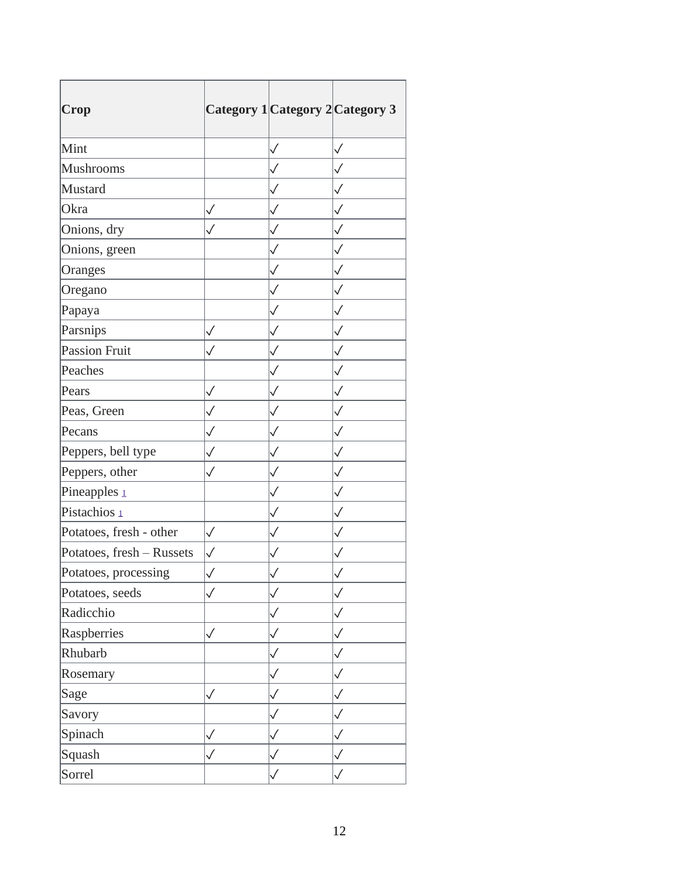| Crop | Category 1 | Category 2 | Category 3 |
| --- | --- | --- | --- |
| Mint | | ✓ | ✓ |
| Mushrooms | | ✓ | ✓ |
| Mustard | | ✓ | ✓ |
| Okra | ✓ | ✓ | ✓ |
| Onions, dry | ✓ | ✓ | ✓ |
| Onions, green | | ✓ | ✓ |
| Oranges | | ✓ | ✓ |
| Oregano | | ✓ | ✓ |
| Papaya | | ✓ | ✓ |
| Parsnips | ✓ | ✓ | ✓ |
| Passion Fruit | ✓ | ✓ | ✓ |
| Peaches | | ✓ | ✓ |
| Pears | ✓ | ✓ | ✓ |
| Peas, Green | ✓ | ✓ | ✓ |
| Pecans | ✓ | ✓ | ✓ |
| Peppers, bell type | ✓ | ✓ | ✓ |
| Peppers, other | ✓ | ✓ | ✓ |
| Pineapples [1] | | ✓ | ✓ |
| Pistachios [1] | | ✓ | ✓ |
| Potatoes, fresh - other | ✓ | ✓ | ✓ |
| Potatoes, fresh – Russets | ✓ | ✓ | ✓ |
| Potatoes, processing | ✓ | ✓ | ✓ |
| Potatoes, seeds | ✓ | ✓ | ✓ |
| Radicchio | | ✓ | ✓ |
| Raspberries | ✓ | ✓ | ✓ |
| Rhubarb | | ✓ | ✓ |
| Rosemary | | ✓ | ✓ |
| Sage | ✓ | ✓ | ✓ |
| Savory | | ✓ | ✓ |
| Spinach | ✓ | ✓ | ✓ |
| Squash | ✓ | ✓ | ✓ |
| Sorrel | | ✓ | ✓ |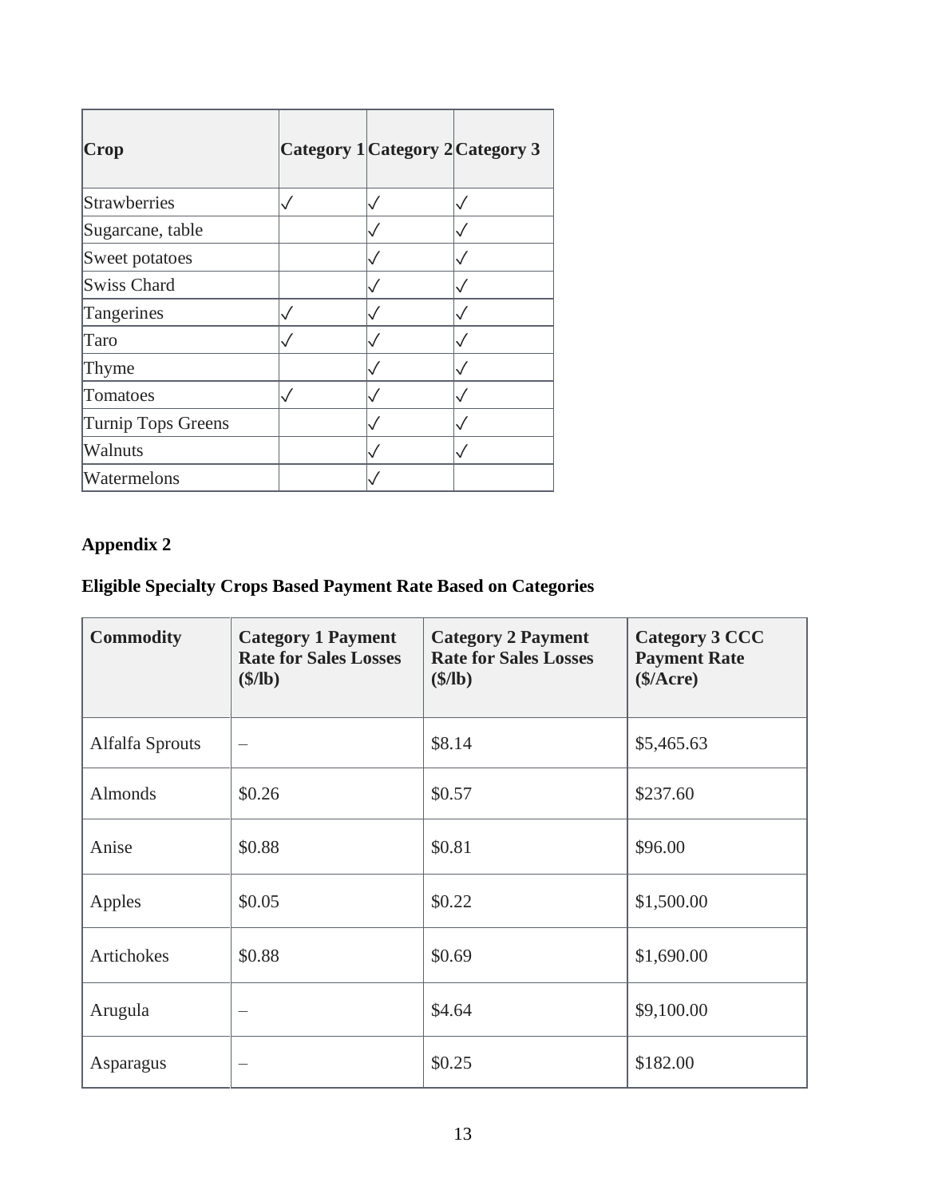| Crop | Category 1 | Category 2 | Category 3 |
|---|---|---|---|
| Strawberries | ✓ | ✓ | ✓ |
| Sugarcane, table | | ✓ | ✓ |
| Sweet potatoes | | ✓ | ✓ |
| Swiss Chard | | ✓ | ✓ |
| Tangerines | ✓ | ✓ | ✓ |
| Taro | ✓ | ✓ | ✓ |
| Thyme | | ✓ | ✓ |
| Tomatoes | ✓ | ✓ | ✓ |
| Turnip Tops Greens | | ✓ | ✓ |
| Walnuts | | ✓ | ✓ |
| Watermelons | | ✓ | |

**Appendix 2**

**Eligible Specialty Crops Based Payment Rate Based on Categories**

| Commodity | Category 1 Payment Rate for Sales Losses ($/lb) | Category 2 Payment Rate for Sales Losses ($/lb) | Category 3 CCC Payment Rate ($/Acre) |
|---|---|---|---|
| Alfalfa Sprouts | – | $8.14 | $5,465.63 |
| Almonds | $0.26 | $0.57 | $237.60 |
| Anise | $0.88 | $0.81 | $96.00 |
| Apples | $0.05 | $0.22 | $1,500.00 |
| Artichokes | $0.88 | $0.69 | $1,690.00 |
| Arugula | – | $4.64 | $9,100.00 |
| Asparagus | – | $0.25 | $182.00 |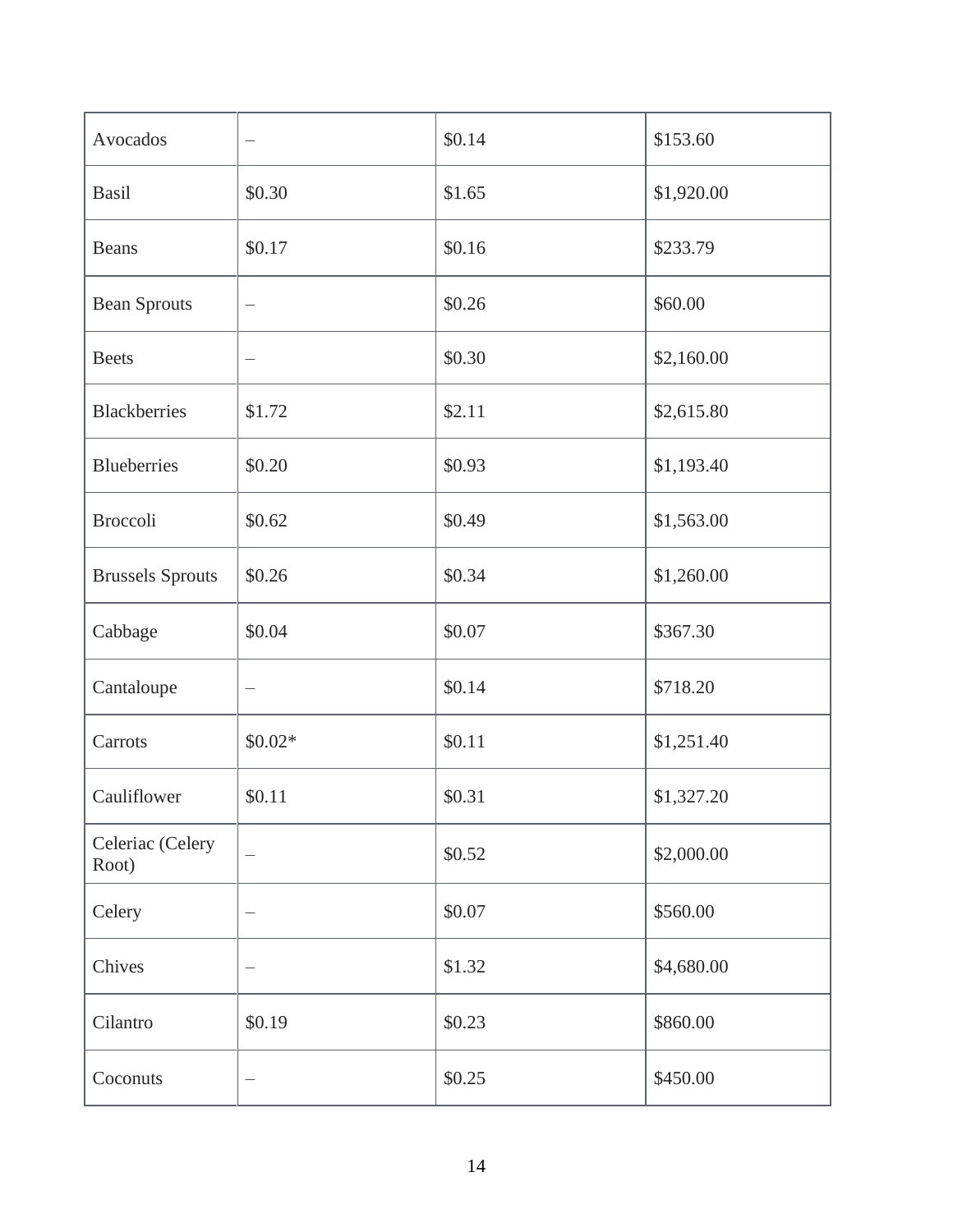| | | | |
|---|---|---|---|
| Avocados | – | $0.14 | $153.60 |
| Basil | $0.30 | $1.65 | $1,920.00 |
| Beans | $0.17 | $0.16 | $233.79 |
| Bean Sprouts | – | $0.26 | $60.00 |
| Beets | – | $0.30 | $2,160.00 |
| Blackberries | $1.72 | $2.11 | $2,615.80 |
| Blueberries | $0.20 | $0.93 | $1,193.40 |
| Broccoli | $0.62 | $0.49 | $1,563.00 |
| Brussels Sprouts | $0.26 | $0.34 | $1,260.00 |
| Cabbage | $0.04 | $0.07 | $367.30 |
| Cantaloupe | – | $0.14 | $718.20 |
| Carrots | $0.02* | $0.11 | $1,251.40 |
| Cauliflower | $0.11 | $0.31 | $1,327.20 |
| Celeriac (Celery Root) | – | $0.52 | $2,000.00 |
| Celery | – | $0.07 | $560.00 |
| Chives | – | $1.32 | $4,680.00 |
| Cilantro | $0.19 | $0.23 | $860.00 |
| Coconuts | – | $0.25 | $450.00 |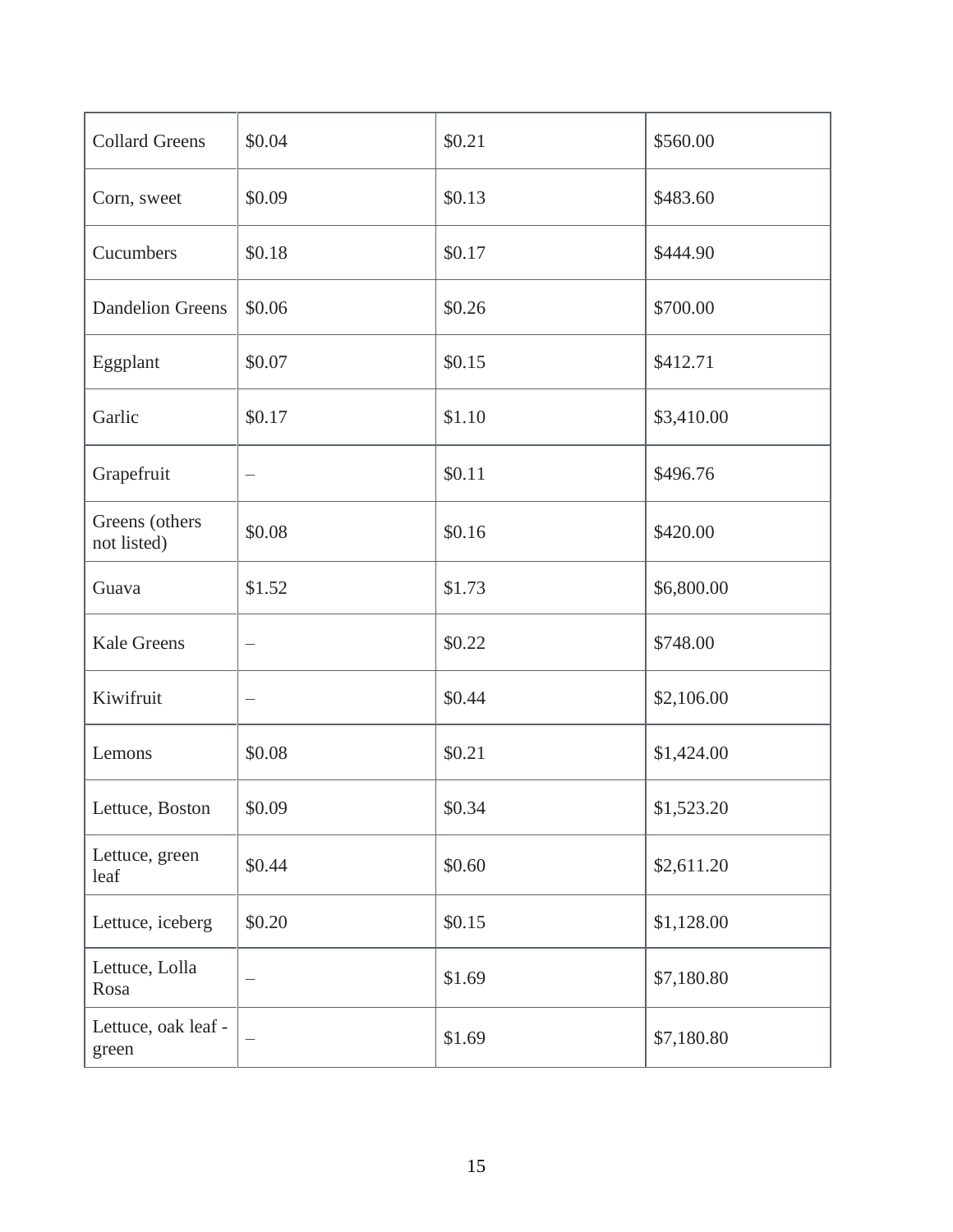| | | | |
|---|---|---|---|
| Collard Greens | $0.04 | $0.21 | $560.00 |
| Corn, sweet | $0.09 | $0.13 | $483.60 |
| Cucumbers | $0.18 | $0.17 | $444.90 |
| Dandelion Greens | $0.06 | $0.26 | $700.00 |
| Eggplant | $0.07 | $0.15 | $412.71 |
| Garlic | $0.17 | $1.10 | $3,410.00 |
| Grapefruit | – | $0.11 | $496.76 |
| Greens (others not listed) | $0.08 | $0.16 | $420.00 |
| Guava | $1.52 | $1.73 | $6,800.00 |
| Kale Greens | – | $0.22 | $748.00 |
| Kiwifruit | – | $0.44 | $2,106.00 |
| Lemons | $0.08 | $0.21 | $1,424.00 |
| Lettuce, Boston | $0.09 | $0.34 | $1,523.20 |
| Lettuce, green leaf | $0.44 | $0.60 | $2,611.20 |
| Lettuce, iceberg | $0.20 | $0.15 | $1,128.00 |
| Lettuce, Lolla Rosa | – | $1.69 | $7,180.80 |
| Lettuce, oak leaf - green | – | $1.69 | $7,180.80 |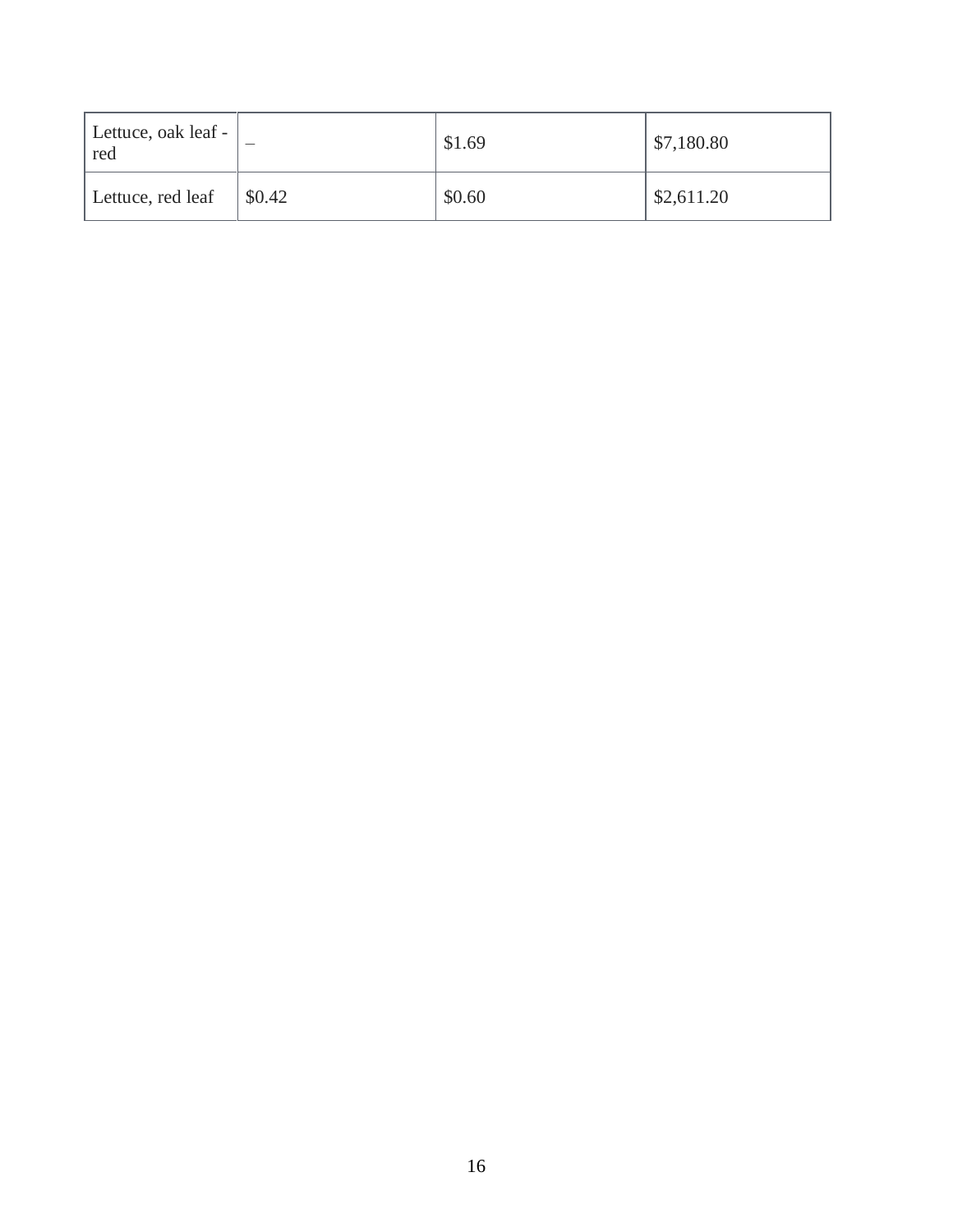| | | | |
|---|---|---|---|
| Lettuce, oak leaf - red | – | $1.69 | $7,180.80 |
| Lettuce, red leaf | $0.42 | $0.60 | $2,611.20 |